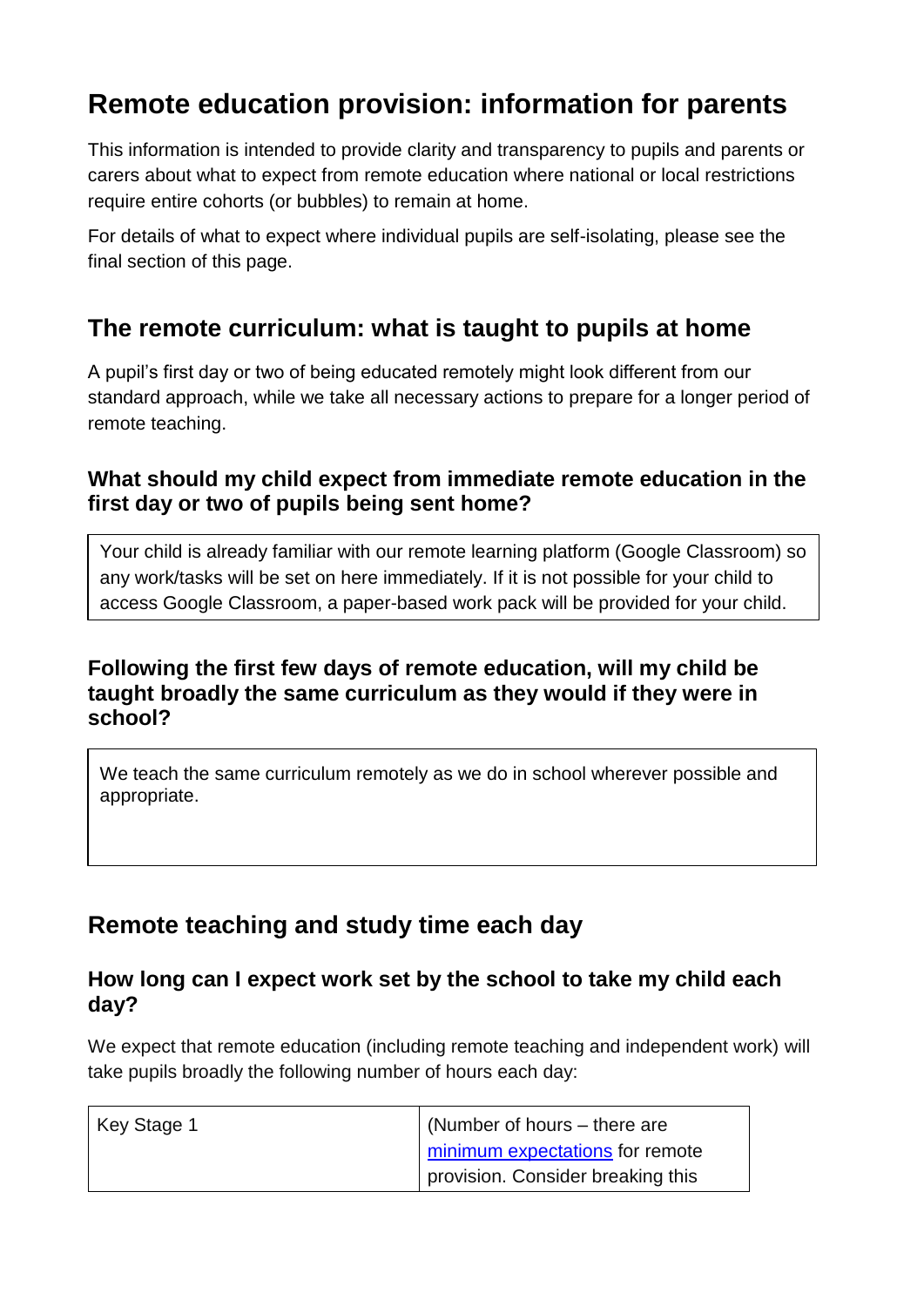# Remote education provision: information for parents

This information is intended to provide clarity and transparency to pupils and parents or carers about what to expect from remote education where national or local restrictions require entire cohorts (or bubbles) to remain at home.

For details of what to expect where individual pupils are self-isolating, please see the final section of this page.

## The remote curriculum: what is taught to pupils at home

A pupil's first day or two of being educated remotely might look different from our standard approach, while we take all necessary actions to prepare for a longer period of remote teaching.

### What should my child expect from immediate remote education in the first day or two of pupils being sent home?

Your child is already familiar with our remote learning platform (Google Classroom) so any work/tasks will be set on here immediately. If it is not possible for your child to access Google Classroom, a paper-based work pack will be provided for your child.

### Following the first few days of remote education, will my child be taught broadly the same curriculum as they would if they were in school?

We teach the same curriculum remotely as we do in school wherever possible and appropriate.

## Remote teaching and study time each day

### How long can I expect work set by the school to take my child each day?

We expect that remote education (including remote teaching and independent work) will take pupils broadly the following number of hours each day:

| Key Stage 1 | (Number of hours – there are minimum expectations for remote provision. Consider breaking this |
|---|---|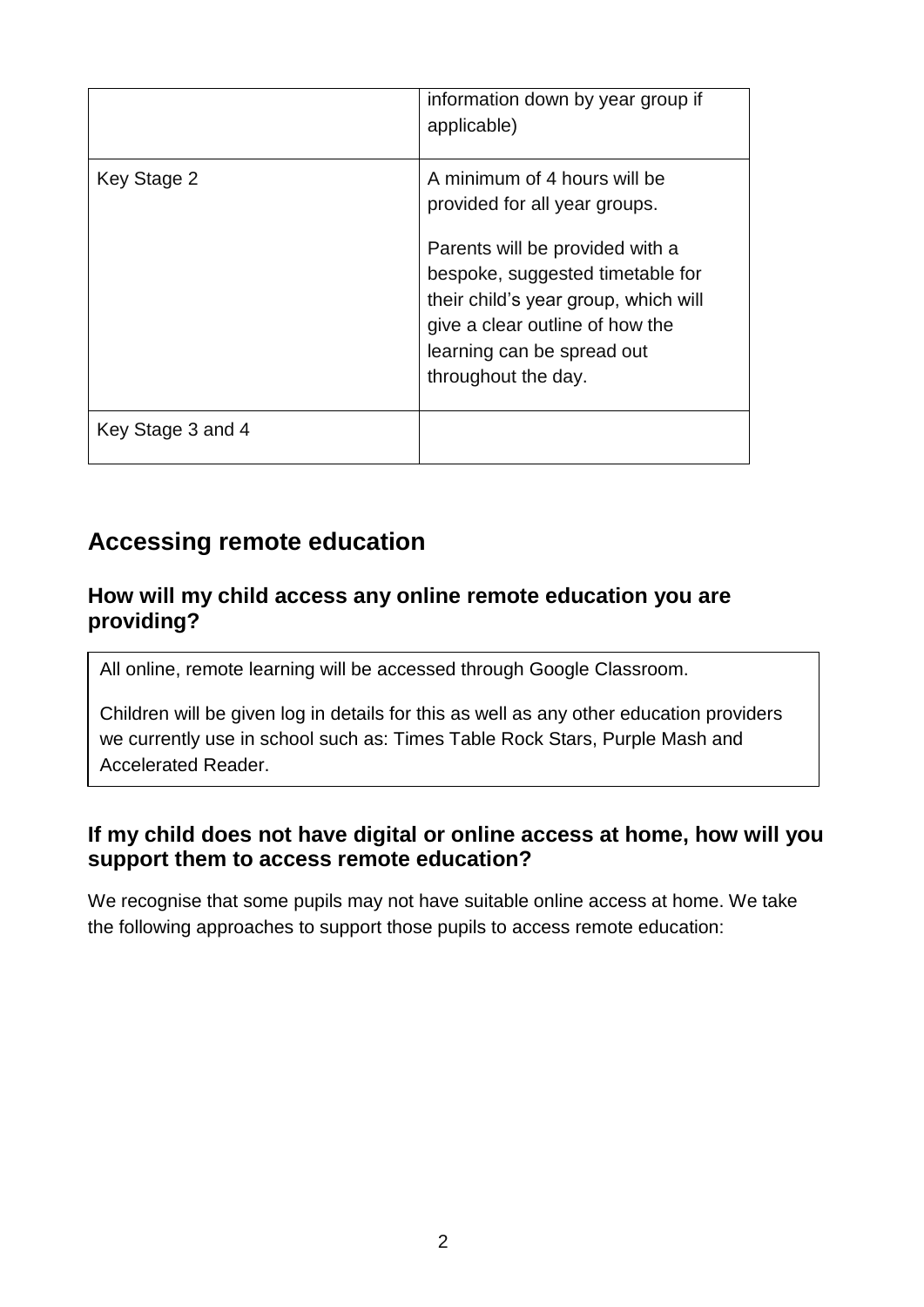| | information down by year group if applicable) |
|---|---|
| Key Stage 2 | A minimum of 4 hours will be provided for all year groups.<br><br>Parents will be provided with a bespoke, suggested timetable for their child's year group, which will give a clear outline of how the learning can be spread out throughout the day. |
| Key Stage 3 and 4 | |

## Accessing remote education

### How will my child access any online remote education you are providing?

All online, remote learning will be accessed through Google Classroom.

Children will be given log in details for this as well as any other education providers we currently use in school such as: Times Table Rock Stars, Purple Mash and Accelerated Reader.

### If my child does not have digital or online access at home, how will you support them to access remote education?

We recognise that some pupils may not have suitable online access at home. We take the following approaches to support those pupils to access remote education: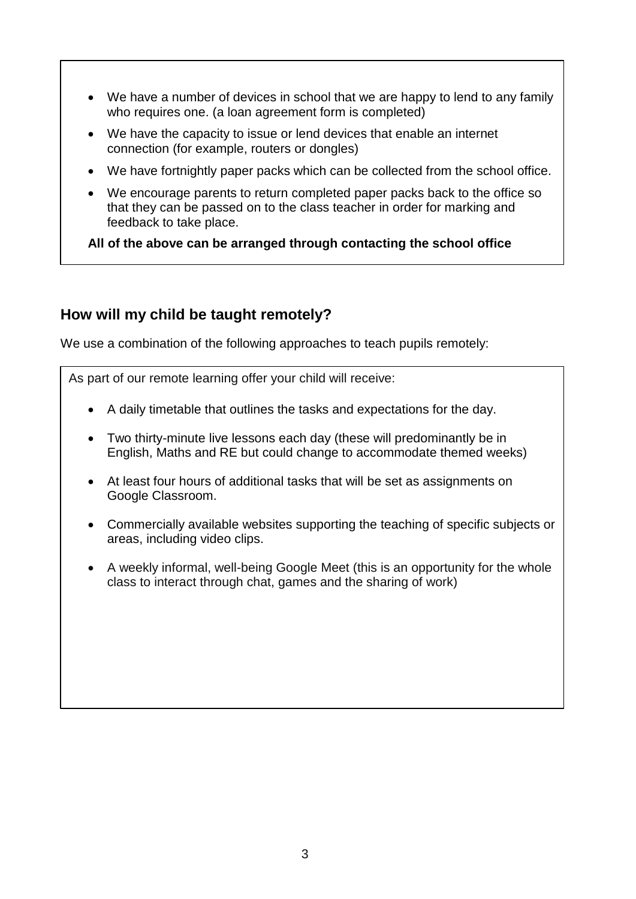- We have a number of devices in school that we are happy to lend to any family who requires one. (a loan agreement form is completed)
- We have the capacity to issue or lend devices that enable an internet connection (for example, routers or dongles)
- We have fortnightly paper packs which can be collected from the school office.
- We encourage parents to return completed paper packs back to the office so that they can be passed on to the class teacher in order for marking and feedback to take place.

**All of the above can be arranged through contacting the school office**

## How will my child be taught remotely?

We use a combination of the following approaches to teach pupils remotely:

As part of our remote learning offer your child will receive:

- A daily timetable that outlines the tasks and expectations for the day.
- Two thirty-minute live lessons each day (these will predominantly be in English, Maths and RE but could change to accommodate themed weeks)
- At least four hours of additional tasks that will be set as assignments on Google Classroom.
- Commercially available websites supporting the teaching of specific subjects or areas, including video clips.
- A weekly informal, well-being Google Meet (this is an opportunity for the whole class to interact through chat, games and the sharing of work)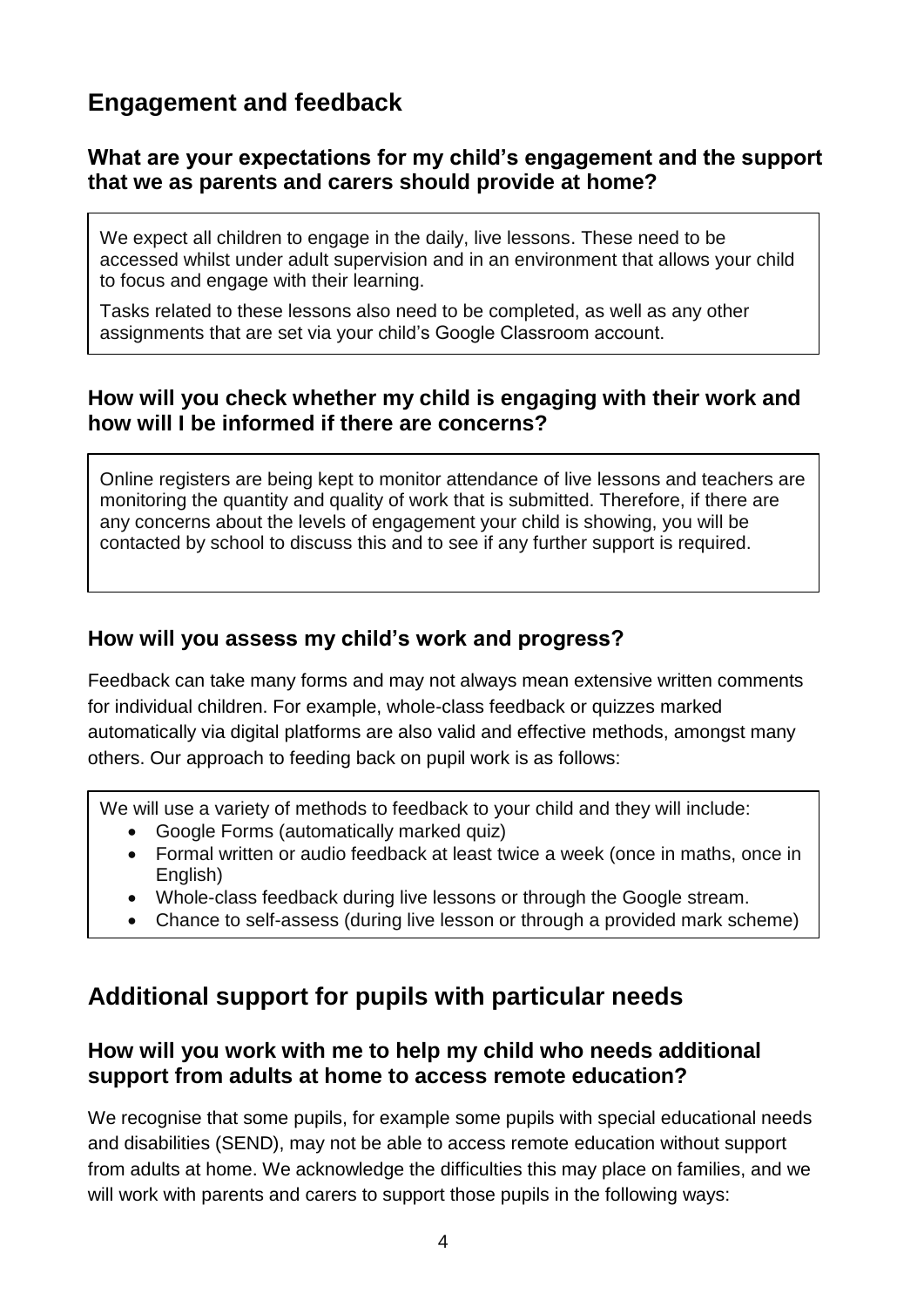## Engagement and feedback

### What are your expectations for my child's engagement and the support that we as parents and carers should provide at home?

We expect all children to engage in the daily, live lessons. These need to be accessed whilst under adult supervision and in an environment that allows your child to focus and engage with their learning.

Tasks related to these lessons also need to be completed, as well as any other assignments that are set via your child's Google Classroom account.

### How will you check whether my child is engaging with their work and how will I be informed if there are concerns?

Online registers are being kept to monitor attendance of live lessons and teachers are monitoring the quantity and quality of work that is submitted. Therefore, if there are any concerns about the levels of engagement your child is showing, you will be contacted by school to discuss this and to see if any further support is required.

### How will you assess my child's work and progress?

Feedback can take many forms and may not always mean extensive written comments for individual children. For example, whole-class feedback or quizzes marked automatically via digital platforms are also valid and effective methods, amongst many others. Our approach to feeding back on pupil work is as follows:

We will use a variety of methods to feedback to your child and they will include:

- Google Forms (automatically marked quiz)
- Formal written or audio feedback at least twice a week (once in maths, once in English)
- Whole-class feedback during live lessons or through the Google stream.
- Chance to self-assess (during live lesson or through a provided mark scheme)

## Additional support for pupils with particular needs

### How will you work with me to help my child who needs additional support from adults at home to access remote education?

We recognise that some pupils, for example some pupils with special educational needs and disabilities (SEND), may not be able to access remote education without support from adults at home. We acknowledge the difficulties this may place on families, and we will work with parents and carers to support those pupils in the following ways: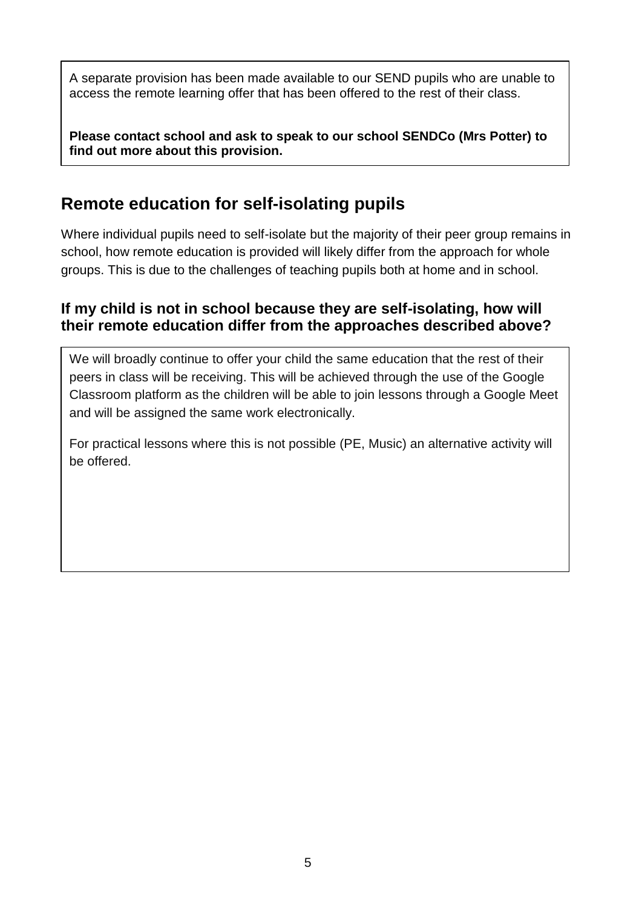A separate provision has been made available to our SEND pupils who are unable to access the remote learning offer that has been offered to the rest of their class.

**Please contact school and ask to speak to our school SENDCo (Mrs Potter) to find out more about this provision.**

## Remote education for self-isolating pupils

Where individual pupils need to self-isolate but the majority of their peer group remains in school, how remote education is provided will likely differ from the approach for whole groups. This is due to the challenges of teaching pupils both at home and in school.

### If my child is not in school because they are self-isolating, how will their remote education differ from the approaches described above?

We will broadly continue to offer your child the same education that the rest of their peers in class will be receiving. This will be achieved through the use of the Google Classroom platform as the children will be able to join lessons through a Google Meet and will be assigned the same work electronically.

For practical lessons where this is not possible (PE, Music) an alternative activity will be offered.